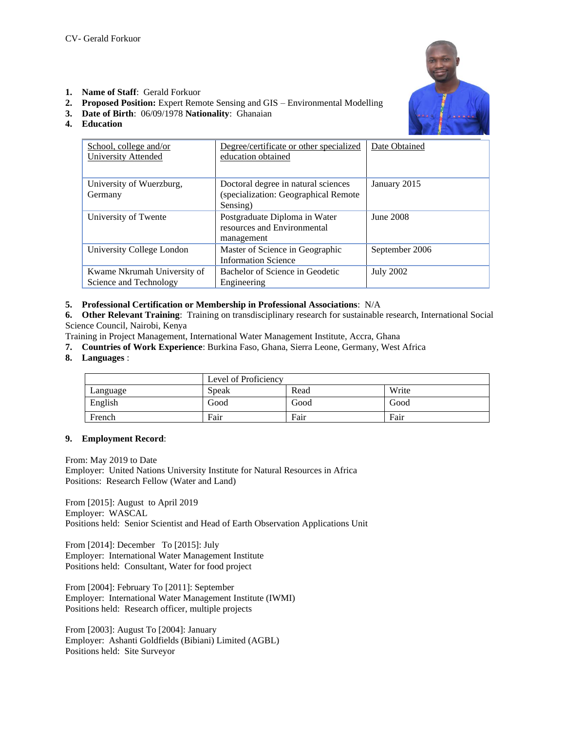CV- Gerald Forkuor

1. **Name of Staff**: Gerald Forkuor
2. **Proposed Position:** Expert Remote Sensing and GIS – Environmental Modelling
3. **Date of Birth**: 06/09/1978 **Nationality**: Ghanaian
4. **Education**

| School, college and/or University Attended | Degree/certificate or other specialized education obtained | Date Obtained |
|---|---|---|
| University of Wuerzburg, Germany | Doctoral degree in natural sciences (specialization: Geographical Remote Sensing) | January 2015 |
| University of Twente | Postgraduate Diploma in Water resources and Environmental management | June 2008 |
| University College London | Master of Science in Geographic Information Science | September 2006 |
| Kwame Nkrumah University of Science and Technology | Bachelor of Science in Geodetic Engineering | July 2002 |

5. **Professional Certification or Membership in Professional Associations**: N/A
6. **Other Relevant Training**: Training on transdisciplinary research for sustainable research, International Social Science Council, Nairobi, Kenya

Training in Project Management, International Water Management Institute, Accra, Ghana

7. **Countries of Work Experience**: Burkina Faso, Ghana, Sierra Leone, Germany, West Africa
8. **Languages** :

| | Level of Proficiency | | |
|---|---|---|---|
| Language | Speak | Read | Write |
| English | Good | Good | Good |
| French | Fair | Fair | Fair |

9. **Employment Record**:

From: May 2019 to Date
Employer: United Nations University Institute for Natural Resources in Africa
Positions: Research Fellow (Water and Land)

From [2015]: August to April 2019
Employer: WASCAL
Positions held: Senior Scientist and Head of Earth Observation Applications Unit

From [2014]: December To [2015]: July
Employer: International Water Management Institute
Positions held: Consultant, Water for food project

From [2004]: February To [2011]: September
Employer: International Water Management Institute (IWMI)
Positions held: Research officer, multiple projects

From [2003]: August To [2004]: January
Employer: Ashanti Goldfields (Bibiani) Limited (AGBL)
Positions held: Site Surveyor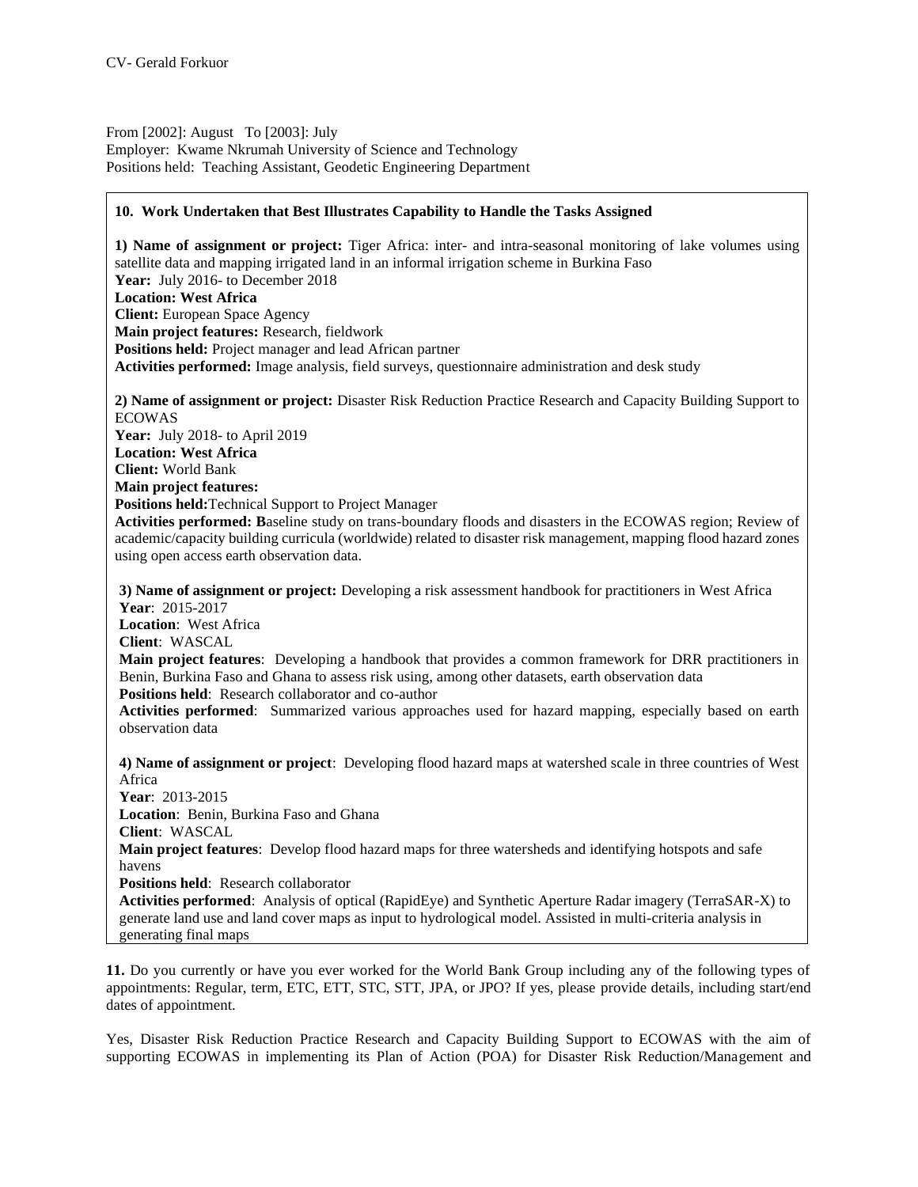From [2002]: August To [2003]: July
Employer: Kwame Nkrumah University of Science and Technology
Positions held: Teaching Assistant, Geodetic Engineering Department

**10. Work Undertaken that Best Illustrates Capability to Handle the Tasks Assigned**

**1) Name of assignment or project:** Tiger Africa: inter- and intra-seasonal monitoring of lake volumes using satellite data and mapping irrigated land in an informal irrigation scheme in Burkina Faso
**Year:** July 2016- to December 2018
**Location: West Africa**
**Client:** European Space Agency
**Main project features:** Research, fieldwork
**Positions held:** Project manager and lead African partner
**Activities performed:** Image analysis, field surveys, questionnaire administration and desk study

**2) Name of assignment or project:** Disaster Risk Reduction Practice Research and Capacity Building Support to ECOWAS
**Year:** July 2018- to April 2019
**Location: West Africa**
**Client:** World Bank
**Main project features:**
**Positions held:** Technical Support to Project Manager
**Activities performed: B**aseline study on trans-boundary floods and disasters in the ECOWAS region; Review of academic/capacity building curricula (worldwide) related to disaster risk management, mapping flood hazard zones using open access earth observation data.

**3) Name of assignment or project:** Developing a risk assessment handbook for practitioners in West Africa
**Year**: 2015-2017
**Location**: West Africa
**Client**: WASCAL
**Main project features**: Developing a handbook that provides a common framework for DRR practitioners in Benin, Burkina Faso and Ghana to assess risk using, among other datasets, earth observation data
**Positions held**: Research collaborator and co-author
**Activities performed**: Summarized various approaches used for hazard mapping, especially based on earth observation data

**4) Name of assignment or project**: Developing flood hazard maps at watershed scale in three countries of West Africa
**Year**: 2013-2015
**Location**: Benin, Burkina Faso and Ghana
**Client**: WASCAL
**Main project features**: Develop flood hazard maps for three watersheds and identifying hotspots and safe havens
**Positions held**: Research collaborator
**Activities performed**: Analysis of optical (RapidEye) and Synthetic Aperture Radar imagery (TerraSAR-X) to generate land use and land cover maps as input to hydrological model. Assisted in multi-criteria analysis in generating final maps

**11.** Do you currently or have you ever worked for the World Bank Group including any of the following types of appointments: Regular, term, ETC, ETT, STC, STT, JPA, or JPO? If yes, please provide details, including start/end dates of appointment.

Yes, Disaster Risk Reduction Practice Research and Capacity Building Support to ECOWAS with the aim of supporting ECOWAS in implementing its Plan of Action (POA) for Disaster Risk Reduction/Management and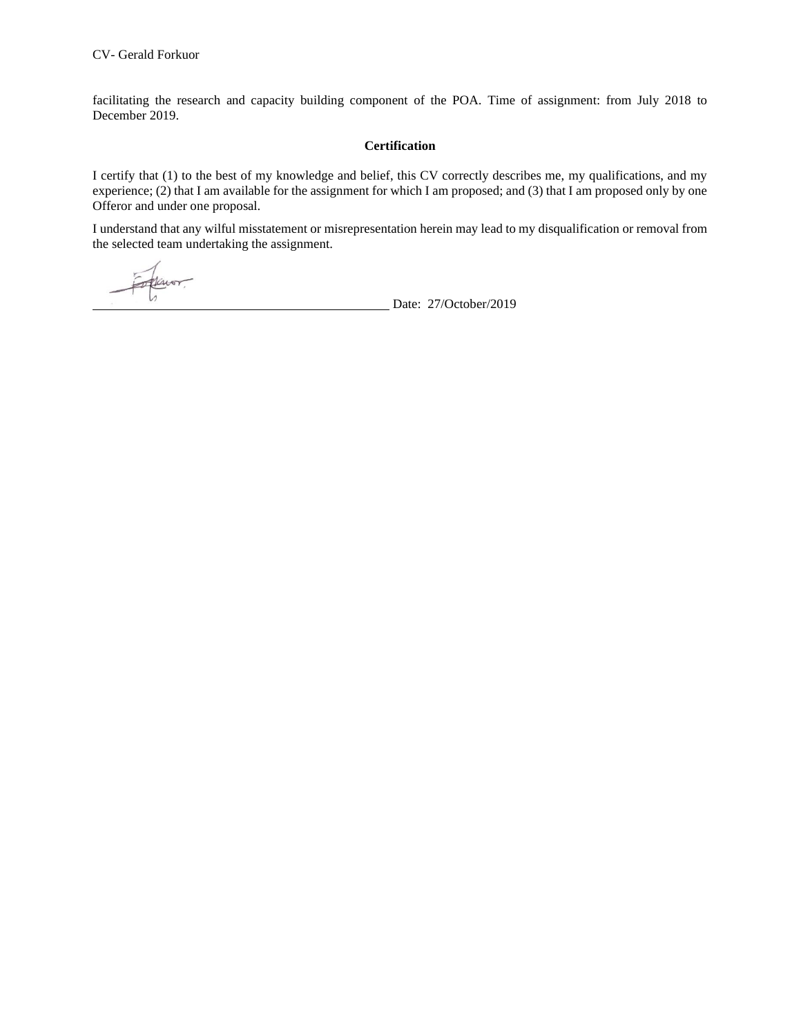facilitating the research and capacity building component of the POA. Time of assignment: from July 2018 to December 2019.

**Certification**

I certify that (1) to the best of my knowledge and belief, this CV correctly describes me, my qualifications, and my experience; (2) that I am available for the assignment for which I am proposed; and (3) that I am proposed only by one Offeror and under one proposal.

I understand that any wilful misstatement or misrepresentation herein may lead to my disqualification or removal from the selected team undertaking the assignment.

______________________________________________ Date: 27/October/2019